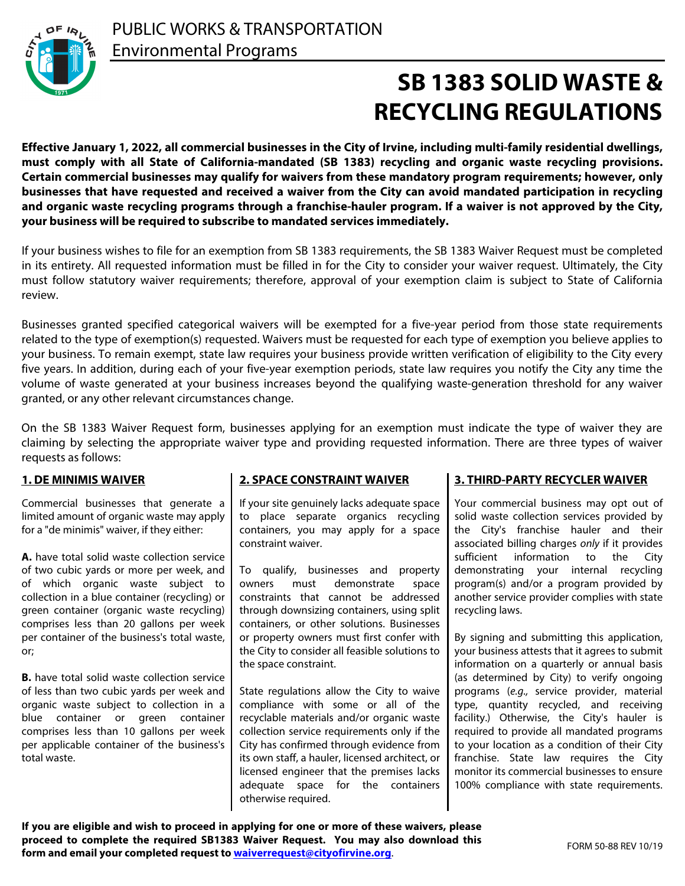PUBLIC WORKS & TRANSPORTATION
Environmental Programs

# SB 1383 SOLID WASTE & RECYCLING REGULATIONS

**Effective January 1, 2022, all commercial businesses in the City of Irvine, including multi-family residential dwellings, must comply with all State of California-mandated (SB 1383) recycling and organic waste recycling provisions. Certain commercial businesses may qualify for waivers from these mandatory program requirements; however, only businesses that have requested and received a waiver from the City can avoid mandated participation in recycling and organic waste recycling programs through a franchise-hauler program. If a waiver is not approved by the City, your business will be required to subscribe to mandated services immediately.**

If your business wishes to file for an exemption from SB 1383 requirements, the SB 1383 Waiver Request must be completed in its entirety. All requested information must be filled in for the City to consider your waiver request. Ultimately, the City must follow statutory waiver requirements; therefore, approval of your exemption claim is subject to State of California review.

Businesses granted specified categorical waivers will be exempted for a five-year period from those state requirements related to the type of exemption(s) requested. Waivers must be requested for each type of exemption you believe applies to your business. To remain exempt, state law requires your business provide written verification of eligibility to the City every five years. In addition, during each of your five-year exemption periods, state law requires you notify the City any time the volume of waste generated at your business increases beyond the qualifying waste-generation threshold for any waiver granted, or any other relevant circumstances change.

On the SB 1383 Waiver Request form, businesses applying for an exemption must indicate the type of waiver they are claiming by selecting the appropriate waiver type and providing requested information. There are three types of waiver requests as follows:

## 1. DE MINIMIS WAIVER

Commercial businesses that generate a limited amount of organic waste may apply for a "de minimis" waiver, if they either:

**A.** have total solid waste collection service of two cubic yards or more per week, and of which organic waste subject to collection in a blue container (recycling) or green container (organic waste recycling) comprises less than 20 gallons per week per container of the business's total waste, or;

**B.** have total solid waste collection service of less than two cubic yards per week and organic waste subject to collection in a blue container or green container comprises less than 10 gallons per week per applicable container of the business's total waste.

## 2. SPACE CONSTRAINT WAIVER

If your site genuinely lacks adequate space to place separate organics recycling containers, you may apply for a space constraint waiver.

To qualify, businesses and property owners must demonstrate space constraints that cannot be addressed through downsizing containers, using split containers, or other solutions. Businesses or property owners must first confer with the City to consider all feasible solutions to the space constraint.

State regulations allow the City to waive compliance with some or all of the recyclable materials and/or organic waste collection service requirements only if the City has confirmed through evidence from its own staff, a hauler, licensed architect, or licensed engineer that the premises lacks adequate space for the containers otherwise required.

## 3. THIRD-PARTY RECYCLER WAIVER

Your commercial business may opt out of solid waste collection services provided by the City's franchise hauler and their associated billing charges *only* if it provides sufficient information to the City demonstrating your internal recycling program(s) and/or a program provided by another service provider complies with state recycling laws.

By signing and submitting this application, your business attests that it agrees to submit information on a quarterly or annual basis (as determined by City) to verify ongoing programs (*e.g.,* service provider, material type, quantity recycled, and receiving facility.) Otherwise, the City's hauler is required to provide all mandated programs to your location as a condition of their City franchise. State law requires the City monitor its commercial businesses to ensure 100% compliance with state requirements.

**If you are eligible and wish to proceed in applying for one or more of these waivers, please proceed to complete the required SB1383 Waiver Request. You may also download this form and email your completed request to [waiverrequest@cityofirvine.org](mailto:waiverrequest@cityofirvine.org).**

FORM 50-88 REV 10/19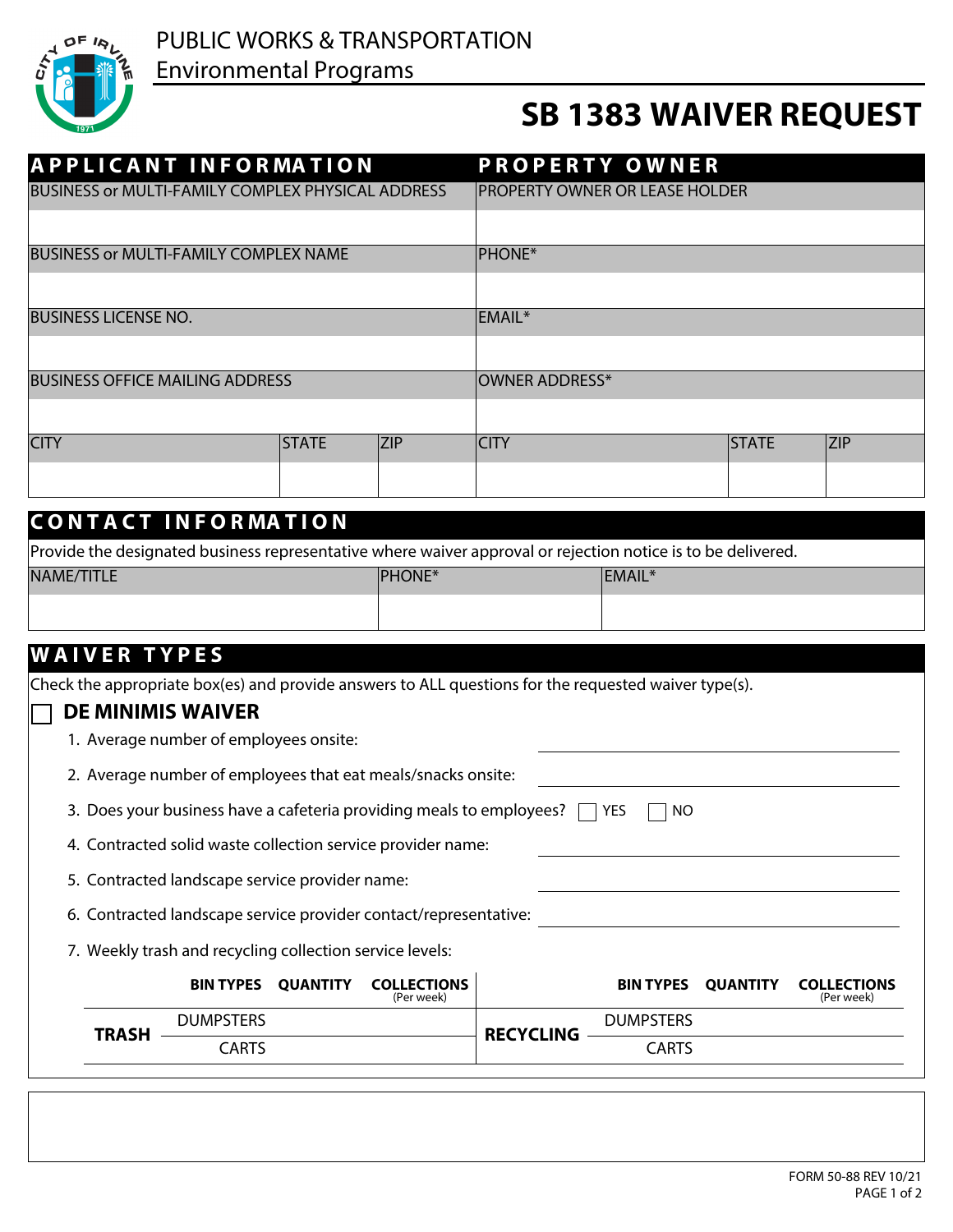PUBLIC WORKS & TRANSPORTATION
Environmental Programs

# SB 1383 WAIVER REQUEST

| APPLICANT INFORMATION | | | PROPERTY OWNER | | |
|---|---|---|---|---|---|
| BUSINESS or MULTI-FAMILY COMPLEX PHYSICAL ADDRESS | | | PROPERTY OWNER OR LEASE HOLDER | | |
| | | | | | |
| BUSINESS or MULTI-FAMILY COMPLEX NAME | | | PHONE* | | |
| | | | | | |
| BUSINESS LICENSE NO. | | | EMAIL* | | |
| | | | | | |
| BUSINESS OFFICE MAILING ADDRESS | | | OWNER ADDRESS* | | |
| | | | | | |
| CITY | STATE | ZIP | CITY | STATE | ZIP |
| | | | | | |

## CONTACT INFORMATION

Provide the designated business representative where waiver approval or rejection notice is to be delivered.

| NAME/TITLE | PHONE* | EMAIL* |
|---|---|---|
| | | |

## WAIVER TYPES

Check the appropriate box(es) and provide answers to ALL questions for the requested waiver type(s).

☐ **DE MINIMIS WAIVER**

1. Average number of employees onsite: ______________________
2. Average number of employees that eat meals/snacks onsite: ______________________
3. Does your business have a cafeteria providing meals to employees? ☐ YES ☐ NO
4. Contracted solid waste collection service provider name: ______________________
5. Contracted landscape service provider name: ______________________
6. Contracted landscape service provider contact/representative: ______________________
7. Weekly trash and recycling collection service levels:

| | BIN TYPES | QUANTITY | COLLECTIONS (Per week) | | BIN TYPES | QUANTITY | COLLECTIONS (Per week) |
|---|---|---|---|---|---|---|---|
| **TRASH** | DUMPSTERS | | | **RECYCLING** | DUMPSTERS | | |
| | CARTS | | | | CARTS | | |

FORM 50-88 REV 10/21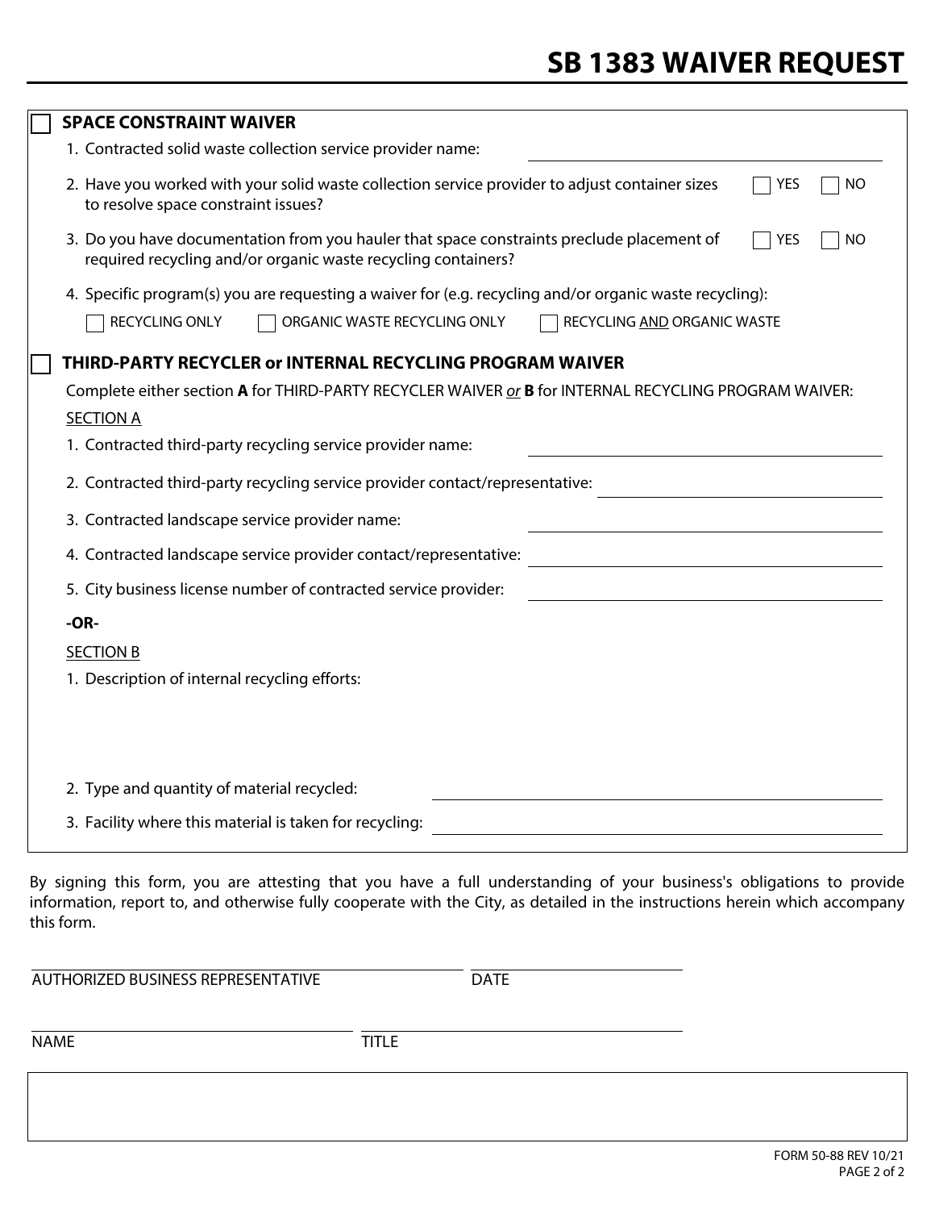# SB 1383 WAIVER REQUEST

☐ **SPACE CONSTRAINT WAIVER**

1. Contracted solid waste collection service provider name: ______________________

2. Have you worked with your solid waste collection service provider to adjust container sizes to resolve space constraint issues? ☐ YES ☐ NO

3. Do you have documentation from you hauler that space constraints preclude placement of required recycling and/or organic waste recycling containers? ☐ YES ☐ NO

4. Specific program(s) you are requesting a waiver for (e.g. recycling and/or organic waste recycling):

   ☐ RECYCLING ONLY ☐ ORGANIC WASTE RECYCLING ONLY ☐ RECYCLING AND ORGANIC WASTE

☐ **THIRD-PARTY RECYCLER or INTERNAL RECYCLING PROGRAM WAIVER**

Complete either section **A** for THIRD-PARTY RECYCLER WAIVER *or* **B** for INTERNAL RECYCLING PROGRAM WAIVER:

SECTION A

1. Contracted third-party recycling service provider name: ______________________
2. Contracted third-party recycling service provider contact/representative: ______________________
3. Contracted landscape service provider name: ______________________
4. Contracted landscape service provider contact/representative: ______________________
5. City business license number of contracted service provider: ______________________

**-OR-**

SECTION B

1. Description of internal recycling efforts:

2. Type and quantity of material recycled: ______________________
3. Facility where this material is taken for recycling: ______________________

By signing this form, you are attesting that you have a full understanding of your business's obligations to provide information, report to, and otherwise fully cooperate with the City, as detailed in the instructions herein which accompany this form.

______________________ ______________________

AUTHORIZED BUSINESS REPRESENTATIVE DATE

______________________ ______________________

NAME TITLE

FORM 50-88 REV 10/21